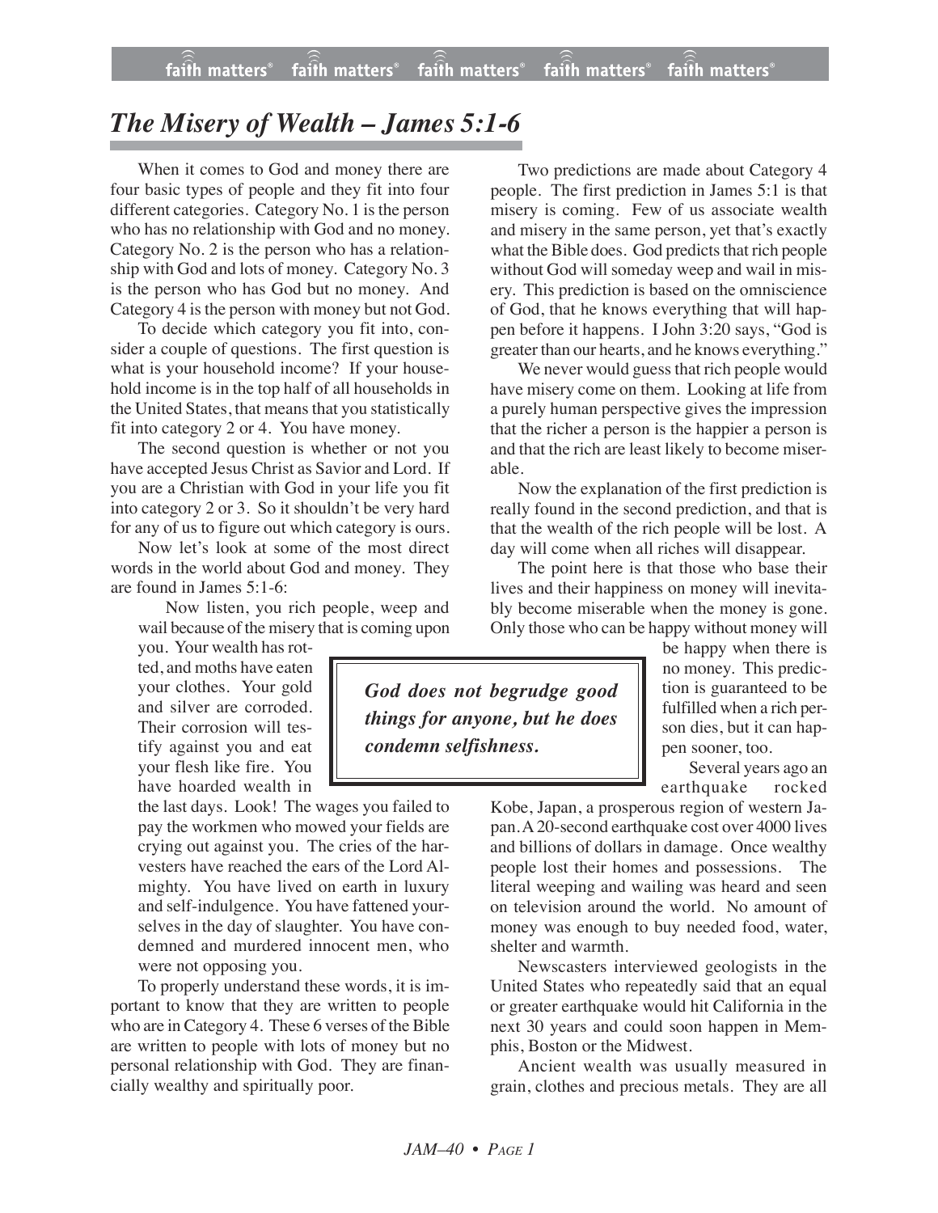# *The Misery of Wealth – James 5:1-6*

When it comes to God and money there are four basic types of people and they fit into four different categories. Category No. 1 is the person who has no relationship with God and no money. Category No. 2 is the person who has a relationship with God and lots of money. Category No. 3 is the person who has God but no money. And Category 4 is the person with money but not God.

To decide which category you fit into, consider a couple of questions. The first question is what is your household income? If your household income is in the top half of all households in the United States, that means that you statistically fit into category 2 or 4. You have money.

The second question is whether or not you have accepted Jesus Christ as Savior and Lord. If you are a Christian with God in your life you fit into category 2 or 3. So it shouldn't be very hard for any of us to figure out which category is ours.

Now let's look at some of the most direct words in the world about God and money. They are found in James 5:1-6:

> Now listen, you rich people, weep and wail because of the misery that is coming upon you. Your wealth has rotted, and moths have eaten your clothes. Your gold and silver are corroded. Their corrosion will testify against you and eat your flesh like fire. You have hoarded wealth in the last days. Look! The wages you failed to pay the workmen who mowed your fields are crying out against you. The cries of the harvesters have reached the ears of the Lord Almighty. You have lived on earth in luxury and self-indulgence. You have fattened yourselves in the day of slaughter. You have condemned and murdered innocent men, who were not opposing you.

To properly understand these words, it is important to know that they are written to people who are in Category 4. These 6 verses of the Bible are written to people with lots of money but no personal relationship with God. They are financially wealthy and spiritually poor.

Two predictions are made about Category 4 people. The first prediction in James 5:1 is that misery is coming. Few of us associate wealth and misery in the same person, yet that's exactly what the Bible does. God predicts that rich people without God will someday weep and wail in misery. This prediction is based on the omniscience of God, that he knows everything that will happen before it happens. I John 3:20 says, "God is greater than our hearts, and he knows everything."

We never would guess that rich people would have misery come on them. Looking at life from a purely human perspective gives the impression that the richer a person is the happier a person is and that the rich are least likely to become miserable.

Now the explanation of the first prediction is really found in the second prediction, and that is that the wealth of the rich people will be lost. A day will come when all riches will disappear.

The point here is that those who base their lives and their happiness on money will inevitably become miserable when the money is gone. Only those who can be happy without money will be happy when there is no money. This prediction is guaranteed to be fulfilled when a rich person dies, but it can happen sooner, too.

> ***God does not begrudge good things for anyone, but he does condemn selfishness.***

Several years ago an earthquake rocked Kobe, Japan, a prosperous region of western Japan. A 20-second earthquake cost over 4000 lives and billions of dollars in damage. Once wealthy people lost their homes and possessions. The literal weeping and wailing was heard and seen on television around the world. No amount of money was enough to buy needed food, water, shelter and warmth.

Newscasters interviewed geologists in the United States who repeatedly said that an equal or greater earthquake would hit California in the next 30 years and could soon happen in Memphis, Boston or the Midwest.

Ancient wealth was usually measured in grain, clothes and precious metals. They are all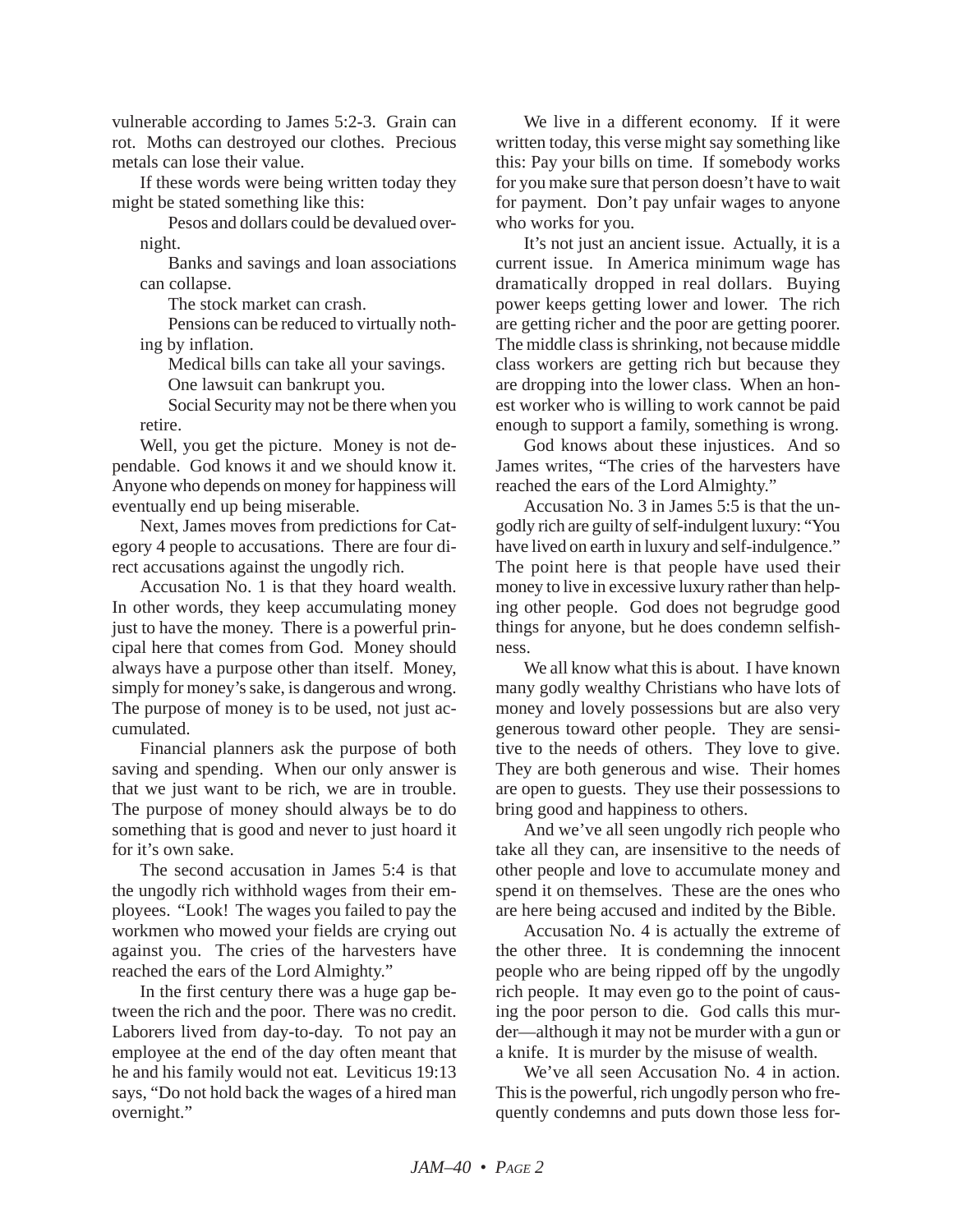vulnerable according to James 5:2-3. Grain can rot. Moths can destroyed our clothes. Precious metals can lose their value.

If these words were being written today they might be stated something like this:

> Pesos and dollars could be devalued overnight.
>
> Banks and savings and loan associations can collapse.
>
> The stock market can crash.
>
> Pensions can be reduced to virtually nothing by inflation.
>
> Medical bills can take all your savings.
>
> One lawsuit can bankrupt you.
>
> Social Security may not be there when you retire.

Well, you get the picture. Money is not dependable. God knows it and we should know it. Anyone who depends on money for happiness will eventually end up being miserable.

Next, James moves from predictions for Category 4 people to accusations. There are four direct accusations against the ungodly rich.

Accusation No. 1 is that they hoard wealth. In other words, they keep accumulating money just to have the money. There is a powerful principal here that comes from God. Money should always have a purpose other than itself. Money, simply for money's sake, is dangerous and wrong. The purpose of money is to be used, not just accumulated.

Financial planners ask the purpose of both saving and spending. When our only answer is that we just want to be rich, we are in trouble. The purpose of money should always be to do something that is good and never to just hoard it for it's own sake.

The second accusation in James 5:4 is that the ungodly rich withhold wages from their employees. "Look! The wages you failed to pay the workmen who mowed your fields are crying out against you. The cries of the harvesters have reached the ears of the Lord Almighty."

In the first century there was a huge gap between the rich and the poor. There was no credit. Laborers lived from day-to-day. To not pay an employee at the end of the day often meant that he and his family would not eat. Leviticus 19:13 says, "Do not hold back the wages of a hired man overnight."

We live in a different economy. If it were written today, this verse might say something like this: Pay your bills on time. If somebody works for you make sure that person doesn't have to wait for payment. Don't pay unfair wages to anyone who works for you.

It's not just an ancient issue. Actually, it is a current issue. In America minimum wage has dramatically dropped in real dollars. Buying power keeps getting lower and lower. The rich are getting richer and the poor are getting poorer. The middle class is shrinking, not because middle class workers are getting rich but because they are dropping into the lower class. When an honest worker who is willing to work cannot be paid enough to support a family, something is wrong.

God knows about these injustices. And so James writes, "The cries of the harvesters have reached the ears of the Lord Almighty."

Accusation No. 3 in James 5:5 is that the ungodly rich are guilty of self-indulgent luxury: "You have lived on earth in luxury and self-indulgence." The point here is that people have used their money to live in excessive luxury rather than helping other people. God does not begrudge good things for anyone, but he does condemn selfishness.

We all know what this is about. I have known many godly wealthy Christians who have lots of money and lovely possessions but are also very generous toward other people. They are sensitive to the needs of others. They love to give. They are both generous and wise. Their homes are open to guests. They use their possessions to bring good and happiness to others.

And we've all seen ungodly rich people who take all they can, are insensitive to the needs of other people and love to accumulate money and spend it on themselves. These are the ones who are here being accused and indited by the Bible.

Accusation No. 4 is actually the extreme of the other three. It is condemning the innocent people who are being ripped off by the ungodly rich people. It may even go to the point of causing the poor person to die. God calls this murder—although it may not be murder with a gun or a knife. It is murder by the misuse of wealth.

We've all seen Accusation No. 4 in action. This is the powerful, rich ungodly person who frequently condemns and puts down those less for-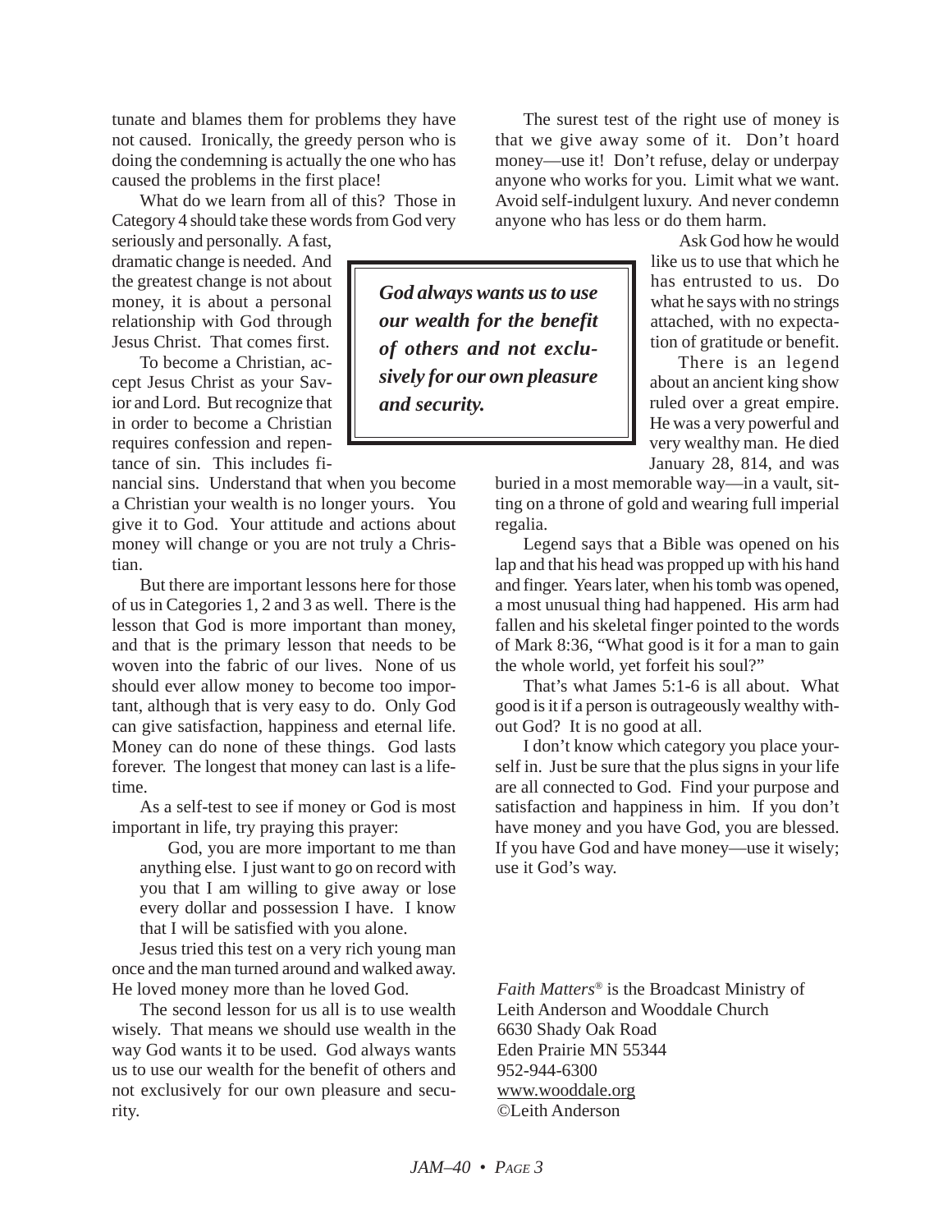tunate and blames them for problems they have not caused. Ironically, the greedy person who is doing the condemning is actually the one who has caused the problems in the first place!

What do we learn from all of this? Those in Category 4 should take these words from God very seriously and personally. A fast, dramatic change is needed. And the greatest change is not about money, it is about a personal relationship with God through Jesus Christ. That comes first.

To become a Christian, accept Jesus Christ as your Savior and Lord. But recognize that in order to become a Christian requires confession and repentance of sin. This includes financial sins. Understand that when you become a Christian your wealth is no longer yours. You give it to God. Your attitude and actions about money will change or you are not truly a Christian.

But there are important lessons here for those of us in Categories 1, 2 and 3 as well. There is the lesson that God is more important than money, and that is the primary lesson that needs to be woven into the fabric of our lives. None of us should ever allow money to become too important, although that is very easy to do. Only God can give satisfaction, happiness and eternal life. Money can do none of these things. God lasts forever. The longest that money can last is a lifetime.

As a self-test to see if money or God is most important in life, try praying this prayer:

> God, you are more important to me than anything else. I just want to go on record with you that I am willing to give away or lose every dollar and possession I have. I know that I will be satisfied with you alone.

Jesus tried this test on a very rich young man once and the man turned around and walked away. He loved money more than he loved God.

The second lesson for us all is to use wealth wisely. That means we should use wealth in the way God wants it to be used. God always wants us to use our wealth for the benefit of others and not exclusively for our own pleasure and security.

**_God always wants us to use our wealth for the benefit of others and not exclusively for our own pleasure and security._**

The surest test of the right use of money is that we give away some of it. Don't hoard money—use it! Don't refuse, delay or underpay anyone who works for you. Limit what we want. Avoid self-indulgent luxury. And never condemn anyone who has less or do them harm.

Ask God how he would like us to use that which he has entrusted to us. Do what he says with no strings attached, with no expectation of gratitude or benefit.

There is an legend about an ancient king show ruled over a great empire. He was a very powerful and very wealthy man. He died January 28, 814, and was buried in a most memorable way—in a vault, sitting on a throne of gold and wearing full imperial regalia.

Legend says that a Bible was opened on his lap and that his head was propped up with his hand and finger. Years later, when his tomb was opened, a most unusual thing had happened. His arm had fallen and his skeletal finger pointed to the words of Mark 8:36, "What good is it for a man to gain the whole world, yet forfeit his soul?"

That's what James 5:1-6 is all about. What good is it if a person is outrageously wealthy without God? It is no good at all.

I don't know which category you place yourself in. Just be sure that the plus signs in your life are all connected to God. Find your purpose and satisfaction and happiness in him. If you don't have money and you have God, you are blessed. If you have God and have money—use it wisely; use it God's way.

*Faith Matters*® is the Broadcast Ministry of
Leith Anderson and Wooddale Church
6630 Shady Oak Road
Eden Prairie MN 55344
952-944-6300
www.wooddale.org
©Leith Anderson